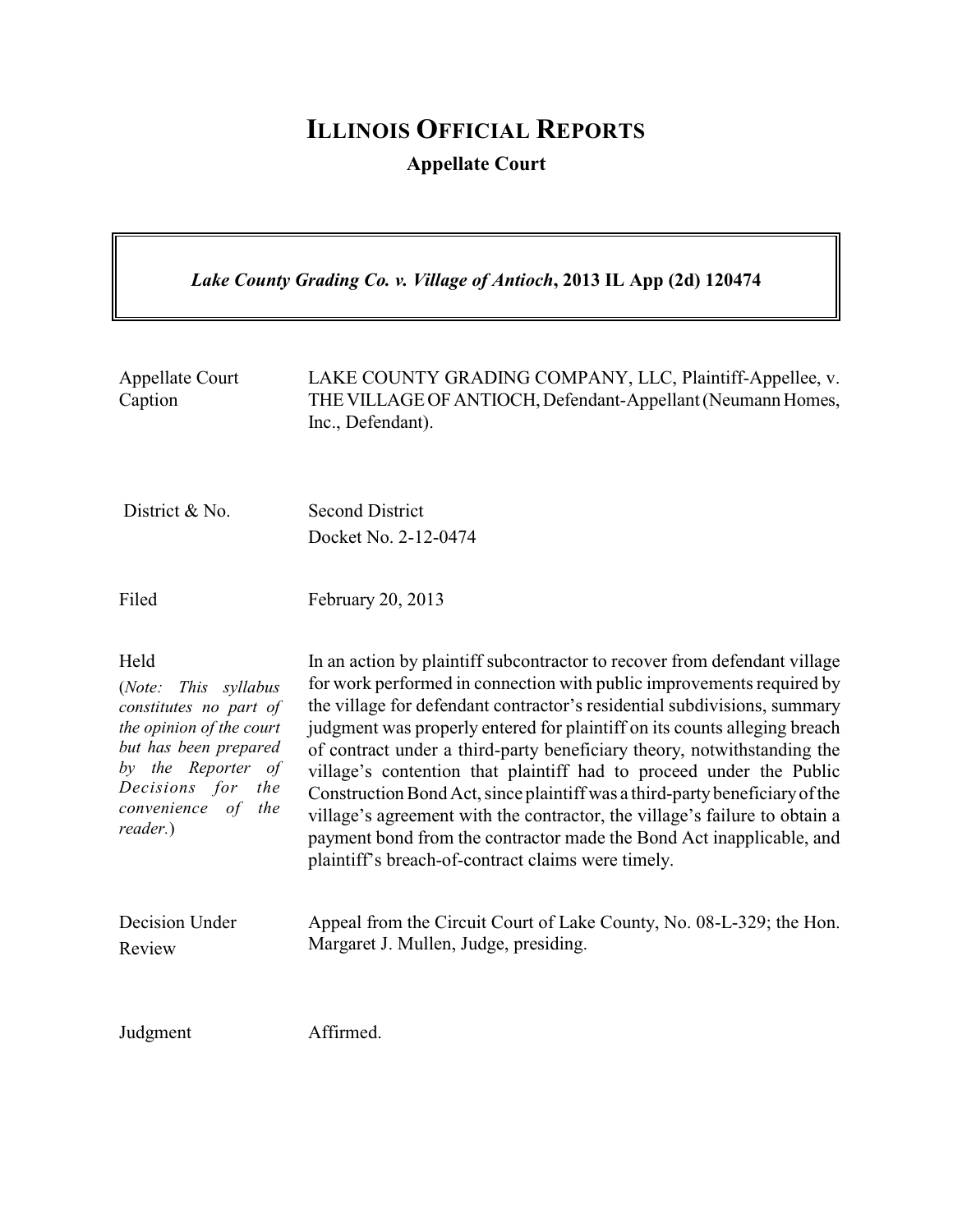# Illinois Official Reports

**Appellate Court**

***Lake County Grading Co. v. Village of Antioch*, 2013 IL App (2d) 120474**

| | |
|---|---|
| Appellate Court Caption | LAKE COUNTY GRADING COMPANY, LLC, Plaintiff-Appellee, v. THE VILLAGE OF ANTIOCH, Defendant-Appellant (Neumann Homes, Inc., Defendant). |
| District & No. | Second District<br>Docket No. 2-12-0474 |
| Filed | February 20, 2013 |
| Held<br>(*Note: This syllabus constitutes no part of the opinion of the court but has been prepared by the Reporter of Decisions for the convenience of the reader.*) | In an action by plaintiff subcontractor to recover from defendant village for work performed in connection with public improvements required by the village for defendant contractor's residential subdivisions, summary judgment was properly entered for plaintiff on its counts alleging breach of contract under a third-party beneficiary theory, notwithstanding the village's contention that plaintiff had to proceed under the Public Construction Bond Act, since plaintiff was a third-party beneficiary of the village's agreement with the contractor, the village's failure to obtain a payment bond from the contractor made the Bond Act inapplicable, and plaintiff's breach-of-contract claims were timely. |
| Decision Under Review | Appeal from the Circuit Court of Lake County, No. 08-L-329; the Hon. Margaret J. Mullen, Judge, presiding. |
| Judgment | Affirmed. |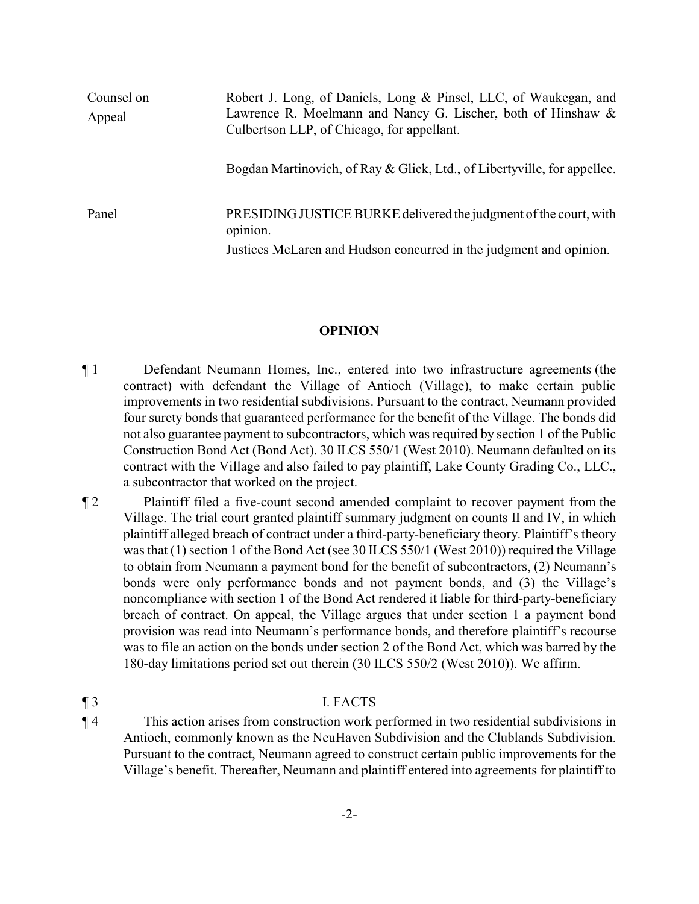| | |
|---|---|
| Counsel on Appeal | Robert J. Long, of Daniels, Long & Pinsel, LLC, of Waukegan, and Lawrence R. Moelmann and Nancy G. Lischer, both of Hinshaw & Culbertson LLP, of Chicago, for appellant.<br><br>Bogdan Martinovich, of Ray & Glick, Ltd., of Libertyville, for appellee. |
| Panel | PRESIDING JUSTICE BURKE delivered the judgment of the court, with opinion.<br>Justices McLaren and Hudson concurred in the judgment and opinion. |

## OPINION

¶ 1 Defendant Neumann Homes, Inc., entered into two infrastructure agreements (the contract) with defendant the Village of Antioch (Village), to make certain public improvements in two residential subdivisions. Pursuant to the contract, Neumann provided four surety bonds that guaranteed performance for the benefit of the Village. The bonds did not also guarantee payment to subcontractors, which was required by section 1 of the Public Construction Bond Act (Bond Act). 30 ILCS 550/1 (West 2010). Neumann defaulted on its contract with the Village and also failed to pay plaintiff, Lake County Grading Co., LLC., a subcontractor that worked on the project.

¶ 2 Plaintiff filed a five-count second amended complaint to recover payment from the Village. The trial court granted plaintiff summary judgment on counts II and IV, in which plaintiff alleged breach of contract under a third-party-beneficiary theory. Plaintiff's theory was that (1) section 1 of the Bond Act (see 30 ILCS 550/1 (West 2010)) required the Village to obtain from Neumann a payment bond for the benefit of subcontractors, (2) Neumann's bonds were only performance bonds and not payment bonds, and (3) the Village's noncompliance with section 1 of the Bond Act rendered it liable for third-party-beneficiary breach of contract. On appeal, the Village argues that under section 1 a payment bond provision was read into Neumann's performance bonds, and therefore plaintiff's recourse was to file an action on the bonds under section 2 of the Bond Act, which was barred by the 180-day limitations period set out therein (30 ILCS 550/2 (West 2010)). We affirm.

¶ 3 I. FACTS

¶ 4 This action arises from construction work performed in two residential subdivisions in Antioch, commonly known as the NeuHaven Subdivision and the Clublands Subdivision. Pursuant to the contract, Neumann agreed to construct certain public improvements for the Village's benefit. Thereafter, Neumann and plaintiff entered into agreements for plaintiff to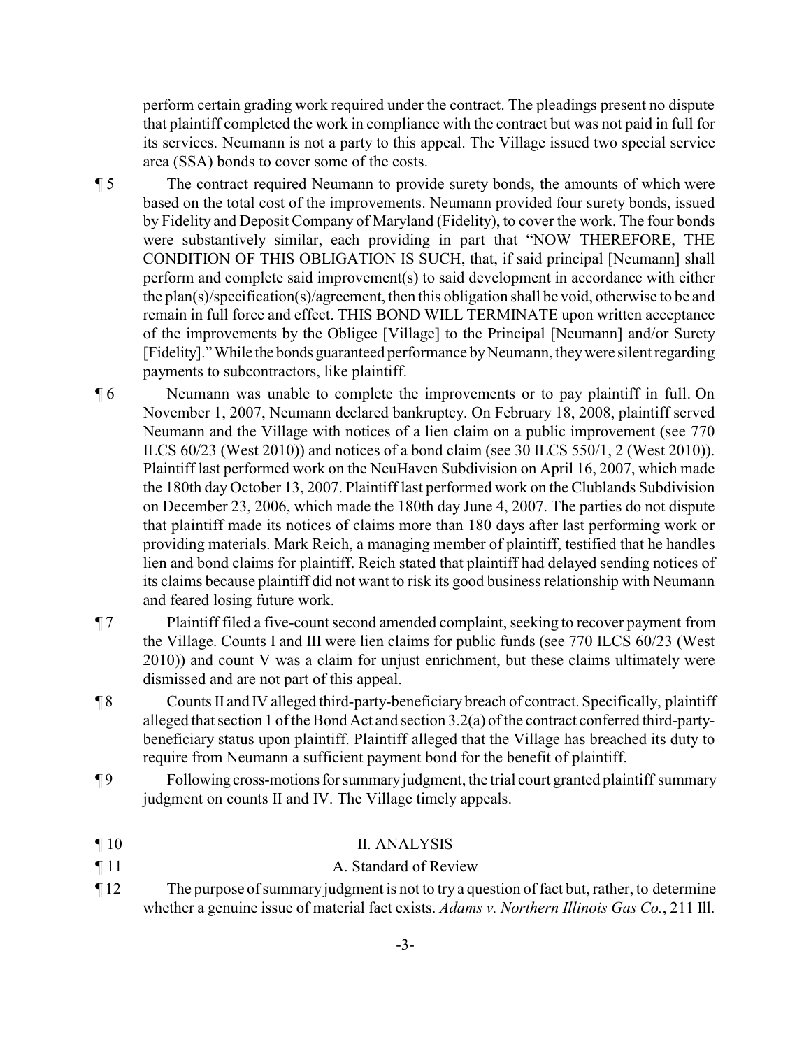perform certain grading work required under the contract. The pleadings present no dispute that plaintiff completed the work in compliance with the contract but was not paid in full for its services. Neumann is not a party to this appeal. The Village issued two special service area (SSA) bonds to cover some of the costs.

¶ 5 The contract required Neumann to provide surety bonds, the amounts of which were based on the total cost of the improvements. Neumann provided four surety bonds, issued by Fidelity and Deposit Company of Maryland (Fidelity), to cover the work. The four bonds were substantively similar, each providing in part that "NOW THEREFORE, THE CONDITION OF THIS OBLIGATION IS SUCH, that, if said principal [Neumann] shall perform and complete said improvement(s) to said development in accordance with either the plan(s)/specification(s)/agreement, then this obligation shall be void, otherwise to be and remain in full force and effect. THIS BOND WILL TERMINATE upon written acceptance of the improvements by the Obligee [Village] to the Principal [Neumann] and/or Surety [Fidelity]." While the bonds guaranteed performance by Neumann, they were silent regarding payments to subcontractors, like plaintiff.

¶ 6 Neumann was unable to complete the improvements or to pay plaintiff in full. On November 1, 2007, Neumann declared bankruptcy. On February 18, 2008, plaintiff served Neumann and the Village with notices of a lien claim on a public improvement (see 770 ILCS 60/23 (West 2010)) and notices of a bond claim (see 30 ILCS 550/1, 2 (West 2010)). Plaintiff last performed work on the NeuHaven Subdivision on April 16, 2007, which made the 180th day October 13, 2007. Plaintiff last performed work on the Clublands Subdivision on December 23, 2006, which made the 180th day June 4, 2007. The parties do not dispute that plaintiff made its notices of claims more than 180 days after last performing work or providing materials. Mark Reich, a managing member of plaintiff, testified that he handles lien and bond claims for plaintiff. Reich stated that plaintiff had delayed sending notices of its claims because plaintiff did not want to risk its good business relationship with Neumann and feared losing future work.

¶ 7 Plaintiff filed a five-count second amended complaint, seeking to recover payment from the Village. Counts I and III were lien claims for public funds (see 770 ILCS 60/23 (West 2010)) and count V was a claim for unjust enrichment, but these claims ultimately were dismissed and are not part of this appeal.

¶ 8 Counts II and IV alleged third-party-beneficiary breach of contract. Specifically, plaintiff alleged that section 1 of the Bond Act and section 3.2(a) of the contract conferred third-party-beneficiary status upon plaintiff. Plaintiff alleged that the Village has breached its duty to require from Neumann a sufficient payment bond for the benefit of plaintiff.

¶ 9 Following cross-motions for summary judgment, the trial court granted plaintiff summary judgment on counts II and IV. The Village timely appeals.

¶ 10 II. ANALYSIS

¶ 11 A. Standard of Review

¶ 12 The purpose of summary judgment is not to try a question of fact but, rather, to determine whether a genuine issue of material fact exists. *Adams v. Northern Illinois Gas Co.*, 211 Ill.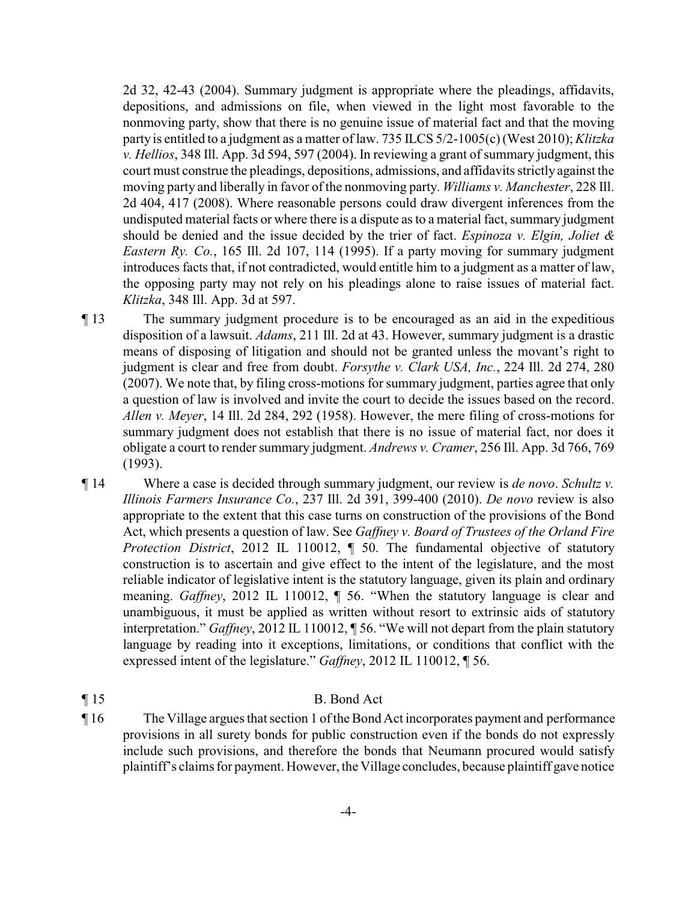2d 32, 42-43 (2004). Summary judgment is appropriate where the pleadings, affidavits, depositions, and admissions on file, when viewed in the light most favorable to the nonmoving party, show that there is no genuine issue of material fact and that the moving party is entitled to a judgment as a matter of law. 735 ILCS 5/2-1005(c) (West 2010); *Klitzka v. Hellios*, 348 Ill. App. 3d 594, 597 (2004). In reviewing a grant of summary judgment, this court must construe the pleadings, depositions, admissions, and affidavits strictly against the moving party and liberally in favor of the nonmoving party. *Williams v. Manchester*, 228 Ill. 2d 404, 417 (2008). Where reasonable persons could draw divergent inferences from the undisputed material facts or where there is a dispute as to a material fact, summary judgment should be denied and the issue decided by the trier of fact. *Espinoza v. Elgin, Joliet & Eastern Ry. Co.*, 165 Ill. 2d 107, 114 (1995). If a party moving for summary judgment introduces facts that, if not contradicted, would entitle him to a judgment as a matter of law, the opposing party may not rely on his pleadings alone to raise issues of material fact. *Klitzka*, 348 Ill. App. 3d at 597.

¶ 13 The summary judgment procedure is to be encouraged as an aid in the expeditious disposition of a lawsuit. *Adams*, 211 Ill. 2d at 43. However, summary judgment is a drastic means of disposing of litigation and should not be granted unless the movant's right to judgment is clear and free from doubt. *Forsythe v. Clark USA, Inc.*, 224 Ill. 2d 274, 280 (2007). We note that, by filing cross-motions for summary judgment, parties agree that only a question of law is involved and invite the court to decide the issues based on the record. *Allen v. Meyer*, 14 Ill. 2d 284, 292 (1958). However, the mere filing of cross-motions for summary judgment does not establish that there is no issue of material fact, nor does it obligate a court to render summary judgment. *Andrews v. Cramer*, 256 Ill. App. 3d 766, 769 (1993).

¶ 14 Where a case is decided through summary judgment, our review is *de novo*. *Schultz v. Illinois Farmers Insurance Co.*, 237 Ill. 2d 391, 399-400 (2010). *De novo* review is also appropriate to the extent that this case turns on construction of the provisions of the Bond Act, which presents a question of law. See *Gaffney v. Board of Trustees of the Orland Fire Protection District*, 2012 IL 110012, ¶ 50. The fundamental objective of statutory construction is to ascertain and give effect to the intent of the legislature, and the most reliable indicator of legislative intent is the statutory language, given its plain and ordinary meaning. *Gaffney*, 2012 IL 110012, ¶ 56. "When the statutory language is clear and unambiguous, it must be applied as written without resort to extrinsic aids of statutory interpretation." *Gaffney*, 2012 IL 110012, ¶ 56. "We will not depart from the plain statutory language by reading into it exceptions, limitations, or conditions that conflict with the expressed intent of the legislature." *Gaffney*, 2012 IL 110012, ¶ 56.

¶ 15 B. Bond Act

¶ 16 The Village argues that section 1 of the Bond Act incorporates payment and performance provisions in all surety bonds for public construction even if the bonds do not expressly include such provisions, and therefore the bonds that Neumann procured would satisfy plaintiff's claims for payment. However, the Village concludes, because plaintiff gave notice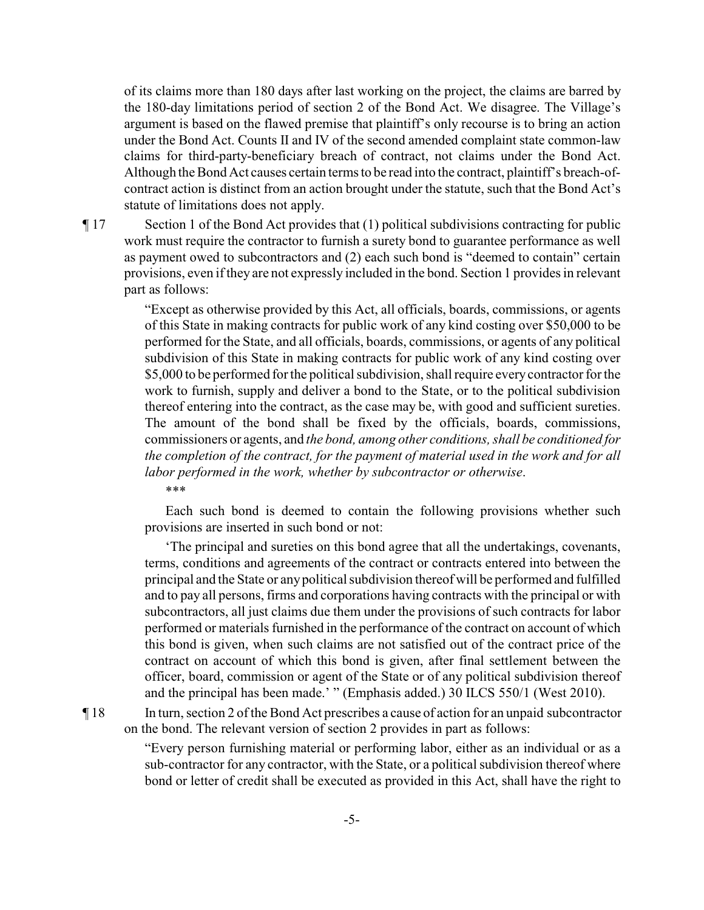of its claims more than 180 days after last working on the project, the claims are barred by the 180-day limitations period of section 2 of the Bond Act. We disagree. The Village's argument is based on the flawed premise that plaintiff's only recourse is to bring an action under the Bond Act. Counts II and IV of the second amended complaint state common-law claims for third-party-beneficiary breach of contract, not claims under the Bond Act. Although the Bond Act causes certain terms to be read into the contract, plaintiff's breach-of-contract action is distinct from an action brought under the statute, such that the Bond Act's statute of limitations does not apply.

¶ 17 Section 1 of the Bond Act provides that (1) political subdivisions contracting for public work must require the contractor to furnish a surety bond to guarantee performance as well as payment owed to subcontractors and (2) each such bond is "deemed to contain" certain provisions, even if they are not expressly included in the bond. Section 1 provides in relevant part as follows:

> "Except as otherwise provided by this Act, all officials, boards, commissions, or agents of this State in making contracts for public work of any kind costing over $50,000 to be performed for the State, and all officials, boards, commissions, or agents of any political subdivision of this State in making contracts for public work of any kind costing over $5,000 to be performed for the political subdivision, shall require every contractor for the work to furnish, supply and deliver a bond to the State, or to the political subdivision thereof entering into the contract, as the case may be, with good and sufficient sureties. The amount of the bond shall be fixed by the officials, boards, commissions, commissioners or agents, and *the bond, among other conditions, shall be conditioned for the completion of the contract, for the payment of material used in the work and for all labor performed in the work, whether by subcontractor or otherwise*.
>
> ***
>
> Each such bond is deemed to contain the following provisions whether such provisions are inserted in such bond or not:
>
> 'The principal and sureties on this bond agree that all the undertakings, covenants, terms, conditions and agreements of the contract or contracts entered into between the principal and the State or any political subdivision thereof will be performed and fulfilled and to pay all persons, firms and corporations having contracts with the principal or with subcontractors, all just claims due them under the provisions of such contracts for labor performed or materials furnished in the performance of the contract on account of which this bond is given, when such claims are not satisfied out of the contract price of the contract on account of which this bond is given, after final settlement between the officer, board, commission or agent of the State or of any political subdivision thereof and the principal has been made.' " (Emphasis added.) 30 ILCS 550/1 (West 2010).

¶ 18 In turn, section 2 of the Bond Act prescribes a cause of action for an unpaid subcontractor on the bond. The relevant version of section 2 provides in part as follows:

> "Every person furnishing material or performing labor, either as an individual or as a sub-contractor for any contractor, with the State, or a political subdivision thereof where bond or letter of credit shall be executed as provided in this Act, shall have the right to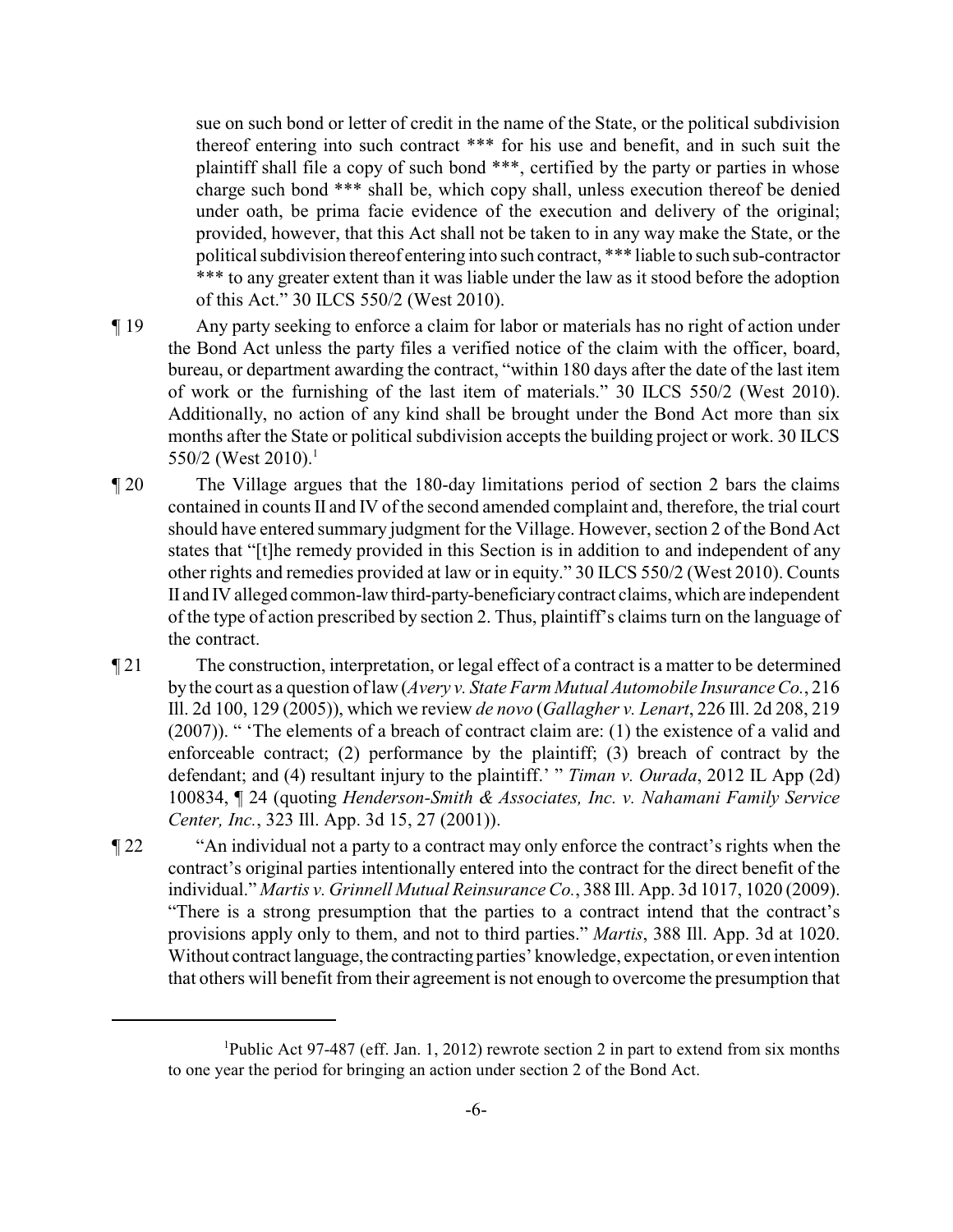sue on such bond or letter of credit in the name of the State, or the political subdivision thereof entering into such contract *** for his use and benefit, and in such suit the plaintiff shall file a copy of such bond ***, certified by the party or parties in whose charge such bond *** shall be, which copy shall, unless execution thereof be denied under oath, be prima facie evidence of the execution and delivery of the original; provided, however, that this Act shall not be taken to in any way make the State, or the political subdivision thereof entering into such contract, *** liable to such sub-contractor *** to any greater extent than it was liable under the law as it stood before the adoption of this Act." 30 ILCS 550/2 (West 2010).

¶ 19 Any party seeking to enforce a claim for labor or materials has no right of action under the Bond Act unless the party files a verified notice of the claim with the officer, board, bureau, or department awarding the contract, "within 180 days after the date of the last item of work or the furnishing of the last item of materials." 30 ILCS 550/2 (West 2010). Additionally, no action of any kind shall be brought under the Bond Act more than six months after the State or political subdivision accepts the building project or work. 30 ILCS 550/2 (West 2010).[1]

¶ 20 The Village argues that the 180-day limitations period of section 2 bars the claims contained in counts II and IV of the second amended complaint and, therefore, the trial court should have entered summary judgment for the Village. However, section 2 of the Bond Act states that "[t]he remedy provided in this Section is in addition to and independent of any other rights and remedies provided at law or in equity." 30 ILCS 550/2 (West 2010). Counts II and IV alleged common-law third-party-beneficiary contract claims, which are independent of the type of action prescribed by section 2. Thus, plaintiff's claims turn on the language of the contract.

¶ 21 The construction, interpretation, or legal effect of a contract is a matter to be determined by the court as a question of law (*Avery v. State Farm Mutual Automobile Insurance Co.*, 216 Ill. 2d 100, 129 (2005)), which we review *de novo* (*Gallagher v. Lenart*, 226 Ill. 2d 208, 219 (2007)). " 'The elements of a breach of contract claim are: (1) the existence of a valid and enforceable contract; (2) performance by the plaintiff; (3) breach of contract by the defendant; and (4) resultant injury to the plaintiff.' " *Timan v. Ourada*, 2012 IL App (2d) 100834, ¶ 24 (quoting *Henderson-Smith & Associates, Inc. v. Nahamani Family Service Center, Inc.*, 323 Ill. App. 3d 15, 27 (2001)).

¶ 22 "An individual not a party to a contract may only enforce the contract's rights when the contract's original parties intentionally entered into the contract for the direct benefit of the individual." *Martis v. Grinnell Mutual Reinsurance Co.*, 388 Ill. App. 3d 1017, 1020 (2009). "There is a strong presumption that the parties to a contract intend that the contract's provisions apply only to them, and not to third parties." *Martis*, 388 Ill. App. 3d at 1020. Without contract language, the contracting parties' knowledge, expectation, or even intention that others will benefit from their agreement is not enough to overcome the presumption that

---

[1] Public Act 97-487 (eff. Jan. 1, 2012) rewrote section 2 in part to extend from six months to one year the period for bringing an action under section 2 of the Bond Act.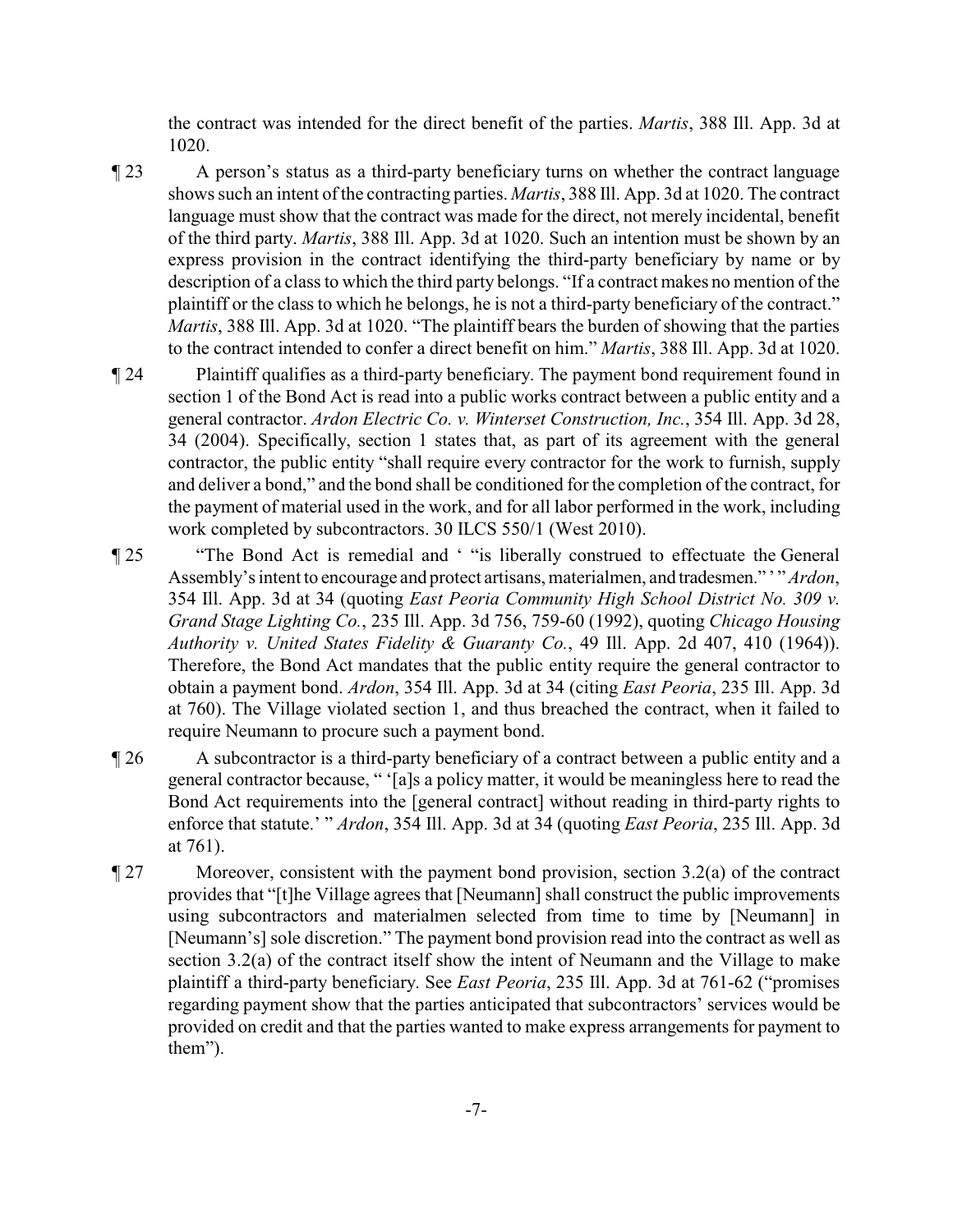the contract was intended for the direct benefit of the parties. *Martis*, 388 Ill. App. 3d at 1020.

¶ 23 A person's status as a third-party beneficiary turns on whether the contract language shows such an intent of the contracting parties. *Martis*, 388 Ill. App. 3d at 1020. The contract language must show that the contract was made for the direct, not merely incidental, benefit of the third party. *Martis*, 388 Ill. App. 3d at 1020. Such an intention must be shown by an express provision in the contract identifying the third-party beneficiary by name or by description of a class to which the third party belongs. "If a contract makes no mention of the plaintiff or the class to which he belongs, he is not a third-party beneficiary of the contract." *Martis*, 388 Ill. App. 3d at 1020. "The plaintiff bears the burden of showing that the parties to the contract intended to confer a direct benefit on him." *Martis*, 388 Ill. App. 3d at 1020.

¶ 24 Plaintiff qualifies as a third-party beneficiary. The payment bond requirement found in section 1 of the Bond Act is read into a public works contract between a public entity and a general contractor. *Ardon Electric Co. v. Winterset Construction, Inc.*, 354 Ill. App. 3d 28, 34 (2004). Specifically, section 1 states that, as part of its agreement with the general contractor, the public entity "shall require every contractor for the work to furnish, supply and deliver a bond," and the bond shall be conditioned for the completion of the contract, for the payment of material used in the work, and for all labor performed in the work, including work completed by subcontractors. 30 ILCS 550/1 (West 2010).

¶ 25 "The Bond Act is remedial and ' "is liberally construed to effectuate the General Assembly's intent to encourage and protect artisans, materialmen, and tradesmen." ' " *Ardon*, 354 Ill. App. 3d at 34 (quoting *East Peoria Community High School District No. 309 v. Grand Stage Lighting Co.*, 235 Ill. App. 3d 756, 759-60 (1992), quoting *Chicago Housing Authority v. United States Fidelity & Guaranty Co.*, 49 Ill. App. 2d 407, 410 (1964)). Therefore, the Bond Act mandates that the public entity require the general contractor to obtain a payment bond. *Ardon*, 354 Ill. App. 3d at 34 (citing *East Peoria*, 235 Ill. App. 3d at 760). The Village violated section 1, and thus breached the contract, when it failed to require Neumann to procure such a payment bond.

¶ 26 A subcontractor is a third-party beneficiary of a contract between a public entity and a general contractor because, " '[a]s a policy matter, it would be meaningless here to read the Bond Act requirements into the [general contract] without reading in third-party rights to enforce that statute.' " *Ardon*, 354 Ill. App. 3d at 34 (quoting *East Peoria*, 235 Ill. App. 3d at 761).

¶ 27 Moreover, consistent with the payment bond provision, section 3.2(a) of the contract provides that "[t]he Village agrees that [Neumann] shall construct the public improvements using subcontractors and materialmen selected from time to time by [Neumann] in [Neumann's] sole discretion." The payment bond provision read into the contract as well as section 3.2(a) of the contract itself show the intent of Neumann and the Village to make plaintiff a third-party beneficiary. See *East Peoria*, 235 Ill. App. 3d at 761-62 ("promises regarding payment show that the parties anticipated that subcontractors' services would be provided on credit and that the parties wanted to make express arrangements for payment to them").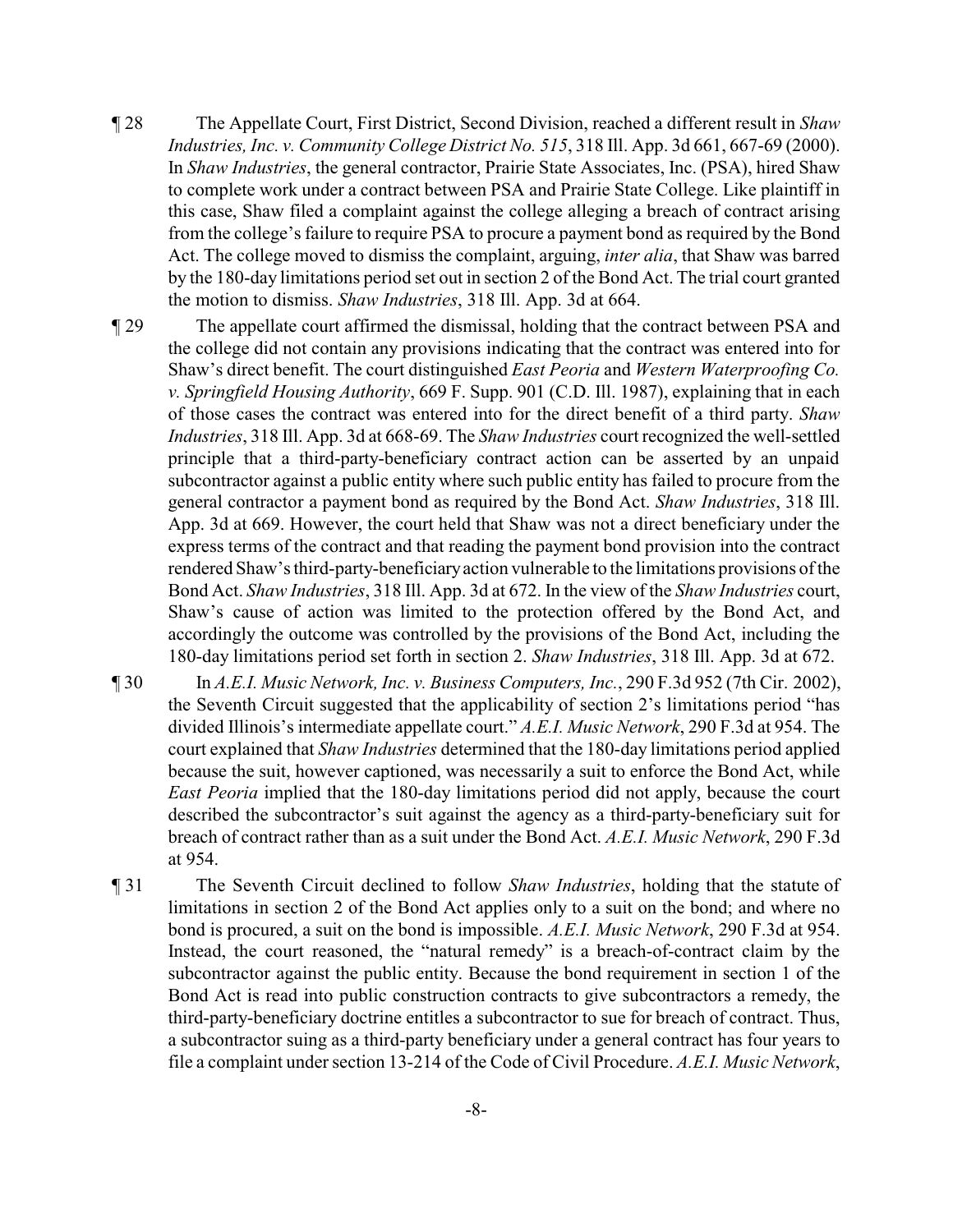¶ 28 The Appellate Court, First District, Second Division, reached a different result in *Shaw Industries, Inc. v. Community College District No. 515*, 318 Ill. App. 3d 661, 667-69 (2000). In *Shaw Industries*, the general contractor, Prairie State Associates, Inc. (PSA), hired Shaw to complete work under a contract between PSA and Prairie State College. Like plaintiff in this case, Shaw filed a complaint against the college alleging a breach of contract arising from the college's failure to require PSA to procure a payment bond as required by the Bond Act. The college moved to dismiss the complaint, arguing, *inter alia*, that Shaw was barred by the 180-day limitations period set out in section 2 of the Bond Act. The trial court granted the motion to dismiss. *Shaw Industries*, 318 Ill. App. 3d at 664.

¶ 29 The appellate court affirmed the dismissal, holding that the contract between PSA and the college did not contain any provisions indicating that the contract was entered into for Shaw's direct benefit. The court distinguished *East Peoria* and *Western Waterproofing Co. v. Springfield Housing Authority*, 669 F. Supp. 901 (C.D. Ill. 1987), explaining that in each of those cases the contract was entered into for the direct benefit of a third party. *Shaw Industries*, 318 Ill. App. 3d at 668-69. The *Shaw Industries* court recognized the well-settled principle that a third-party-beneficiary contract action can be asserted by an unpaid subcontractor against a public entity where such public entity has failed to procure from the general contractor a payment bond as required by the Bond Act. *Shaw Industries*, 318 Ill. App. 3d at 669. However, the court held that Shaw was not a direct beneficiary under the express terms of the contract and that reading the payment bond provision into the contract rendered Shaw's third-party-beneficiary action vulnerable to the limitations provisions of the Bond Act. *Shaw Industries*, 318 Ill. App. 3d at 672. In the view of the *Shaw Industries* court, Shaw's cause of action was limited to the protection offered by the Bond Act, and accordingly the outcome was controlled by the provisions of the Bond Act, including the 180-day limitations period set forth in section 2. *Shaw Industries*, 318 Ill. App. 3d at 672.

¶ 30 In *A.E.I. Music Network, Inc. v. Business Computers, Inc.*, 290 F.3d 952 (7th Cir. 2002), the Seventh Circuit suggested that the applicability of section 2's limitations period "has divided Illinois's intermediate appellate court." *A.E.I. Music Network*, 290 F.3d at 954. The court explained that *Shaw Industries* determined that the 180-day limitations period applied because the suit, however captioned, was necessarily a suit to enforce the Bond Act, while *East Peoria* implied that the 180-day limitations period did not apply, because the court described the subcontractor's suit against the agency as a third-party-beneficiary suit for breach of contract rather than as a suit under the Bond Act. *A.E.I. Music Network*, 290 F.3d at 954.

¶ 31 The Seventh Circuit declined to follow *Shaw Industries*, holding that the statute of limitations in section 2 of the Bond Act applies only to a suit on the bond; and where no bond is procured, a suit on the bond is impossible. *A.E.I. Music Network*, 290 F.3d at 954. Instead, the court reasoned, the "natural remedy" is a breach-of-contract claim by the subcontractor against the public entity. Because the bond requirement in section 1 of the Bond Act is read into public construction contracts to give subcontractors a remedy, the third-party-beneficiary doctrine entitles a subcontractor to sue for breach of contract. Thus, a subcontractor suing as a third-party beneficiary under a general contract has four years to file a complaint under section 13-214 of the Code of Civil Procedure. *A.E.I. Music Network*,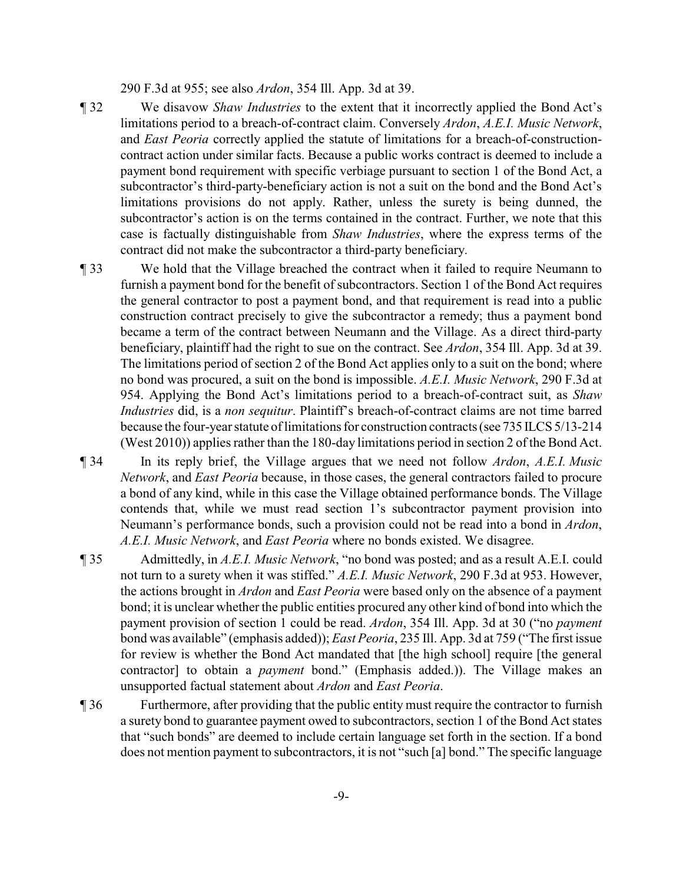290 F.3d at 955; see also *Ardon*, 354 Ill. App. 3d at 39.

¶ 32 We disavow *Shaw Industries* to the extent that it incorrectly applied the Bond Act's limitations period to a breach-of-contract claim. Conversely *Ardon*, *A.E.I. Music Network*, and *East Peoria* correctly applied the statute of limitations for a breach-of-construction-contract action under similar facts. Because a public works contract is deemed to include a payment bond requirement with specific verbiage pursuant to section 1 of the Bond Act, a subcontractor's third-party-beneficiary action is not a suit on the bond and the Bond Act's limitations provisions do not apply. Rather, unless the surety is being dunned, the subcontractor's action is on the terms contained in the contract. Further, we note that this case is factually distinguishable from *Shaw Industries*, where the express terms of the contract did not make the subcontractor a third-party beneficiary.

¶ 33 We hold that the Village breached the contract when it failed to require Neumann to furnish a payment bond for the benefit of subcontractors. Section 1 of the Bond Act requires the general contractor to post a payment bond, and that requirement is read into a public construction contract precisely to give the subcontractor a remedy; thus a payment bond became a term of the contract between Neumann and the Village. As a direct third-party beneficiary, plaintiff had the right to sue on the contract. See *Ardon*, 354 Ill. App. 3d at 39. The limitations period of section 2 of the Bond Act applies only to a suit on the bond; where no bond was procured, a suit on the bond is impossible. *A.E.I. Music Network*, 290 F.3d at 954. Applying the Bond Act's limitations period to a breach-of-contract suit, as *Shaw Industries* did, is a *non sequitur*. Plaintiff's breach-of-contract claims are not time barred because the four-year statute of limitations for construction contracts (see 735 ILCS 5/13-214 (West 2010)) applies rather than the 180-day limitations period in section 2 of the Bond Act.

¶ 34 In its reply brief, the Village argues that we need not follow *Ardon*, *A.E.I. Music Network*, and *East Peoria* because, in those cases, the general contractors failed to procure a bond of any kind, while in this case the Village obtained performance bonds. The Village contends that, while we must read section 1's subcontractor payment provision into Neumann's performance bonds, such a provision could not be read into a bond in *Ardon*, *A.E.I. Music Network*, and *East Peoria* where no bonds existed. We disagree.

¶ 35 Admittedly, in *A.E.I. Music Network*, "no bond was posted; and as a result A.E.I. could not turn to a surety when it was stiffed." *A.E.I. Music Network*, 290 F.3d at 953. However, the actions brought in *Ardon* and *East Peoria* were based only on the absence of a payment bond; it is unclear whether the public entities procured any other kind of bond into which the payment provision of section 1 could be read. *Ardon*, 354 Ill. App. 3d at 30 ("no *payment* bond was available" (emphasis added)); *East Peoria*, 235 Ill. App. 3d at 759 ("The first issue for review is whether the Bond Act mandated that [the high school] require [the general contractor] to obtain a *payment* bond." (Emphasis added.)). The Village makes an unsupported factual statement about *Ardon* and *East Peoria*.

¶ 36 Furthermore, after providing that the public entity must require the contractor to furnish a surety bond to guarantee payment owed to subcontractors, section 1 of the Bond Act states that "such bonds" are deemed to include certain language set forth in the section. If a bond does not mention payment to subcontractors, it is not "such [a] bond." The specific language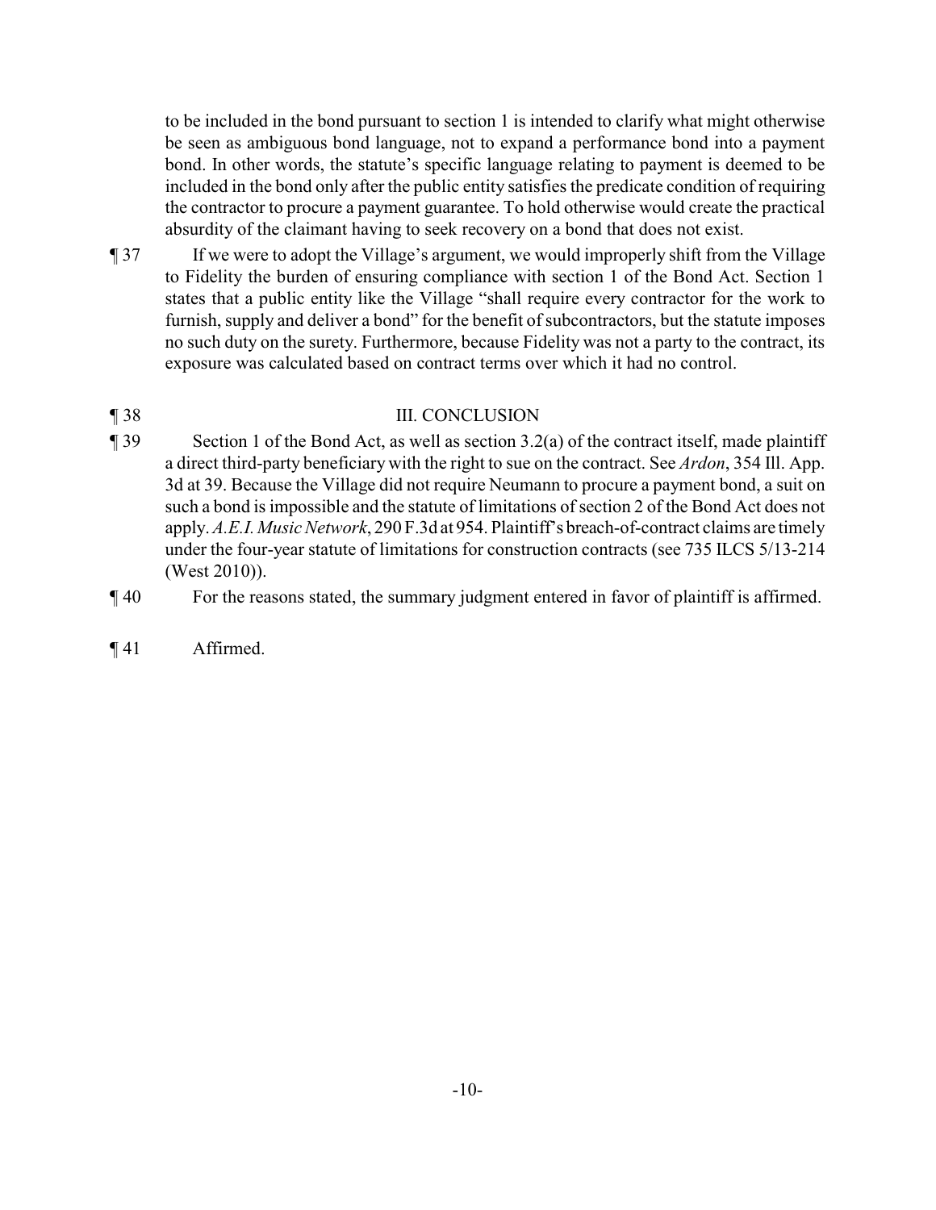to be included in the bond pursuant to section 1 is intended to clarify what might otherwise be seen as ambiguous bond language, not to expand a performance bond into a payment bond. In other words, the statute's specific language relating to payment is deemed to be included in the bond only after the public entity satisfies the predicate condition of requiring the contractor to procure a payment guarantee. To hold otherwise would create the practical absurdity of the claimant having to seek recovery on a bond that does not exist.

¶ 37 If we were to adopt the Village's argument, we would improperly shift from the Village to Fidelity the burden of ensuring compliance with section 1 of the Bond Act. Section 1 states that a public entity like the Village "shall require every contractor for the work to furnish, supply and deliver a bond" for the benefit of subcontractors, but the statute imposes no such duty on the surety. Furthermore, because Fidelity was not a party to the contract, its exposure was calculated based on contract terms over which it had no control.

¶ 38

## III. CONCLUSION

¶ 39 Section 1 of the Bond Act, as well as section 3.2(a) of the contract itself, made plaintiff a direct third-party beneficiary with the right to sue on the contract. See *Ardon*, 354 Ill. App. 3d at 39. Because the Village did not require Neumann to procure a payment bond, a suit on such a bond is impossible and the statute of limitations of section 2 of the Bond Act does not apply. *A.E.I. Music Network*, 290 F.3d at 954. Plaintiff's breach-of-contract claims are timely under the four-year statute of limitations for construction contracts (see 735 ILCS 5/13-214 (West 2010)).

¶ 40 For the reasons stated, the summary judgment entered in favor of plaintiff is affirmed.

¶ 41 Affirmed.